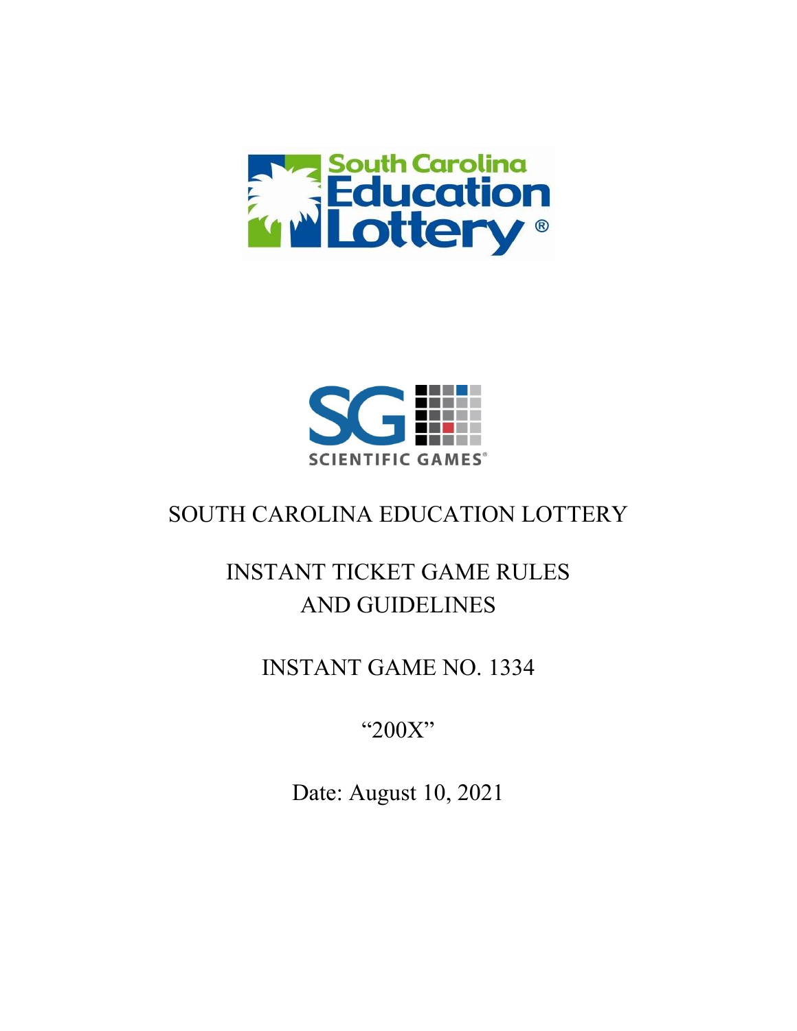# SOUTH CAROLINA EDUCATION LOTTERY

## INSTANT TICKET GAME RULES AND GUIDELINES

## INSTANT GAME NO. 1334

## "200X"

Date: August 10, 2021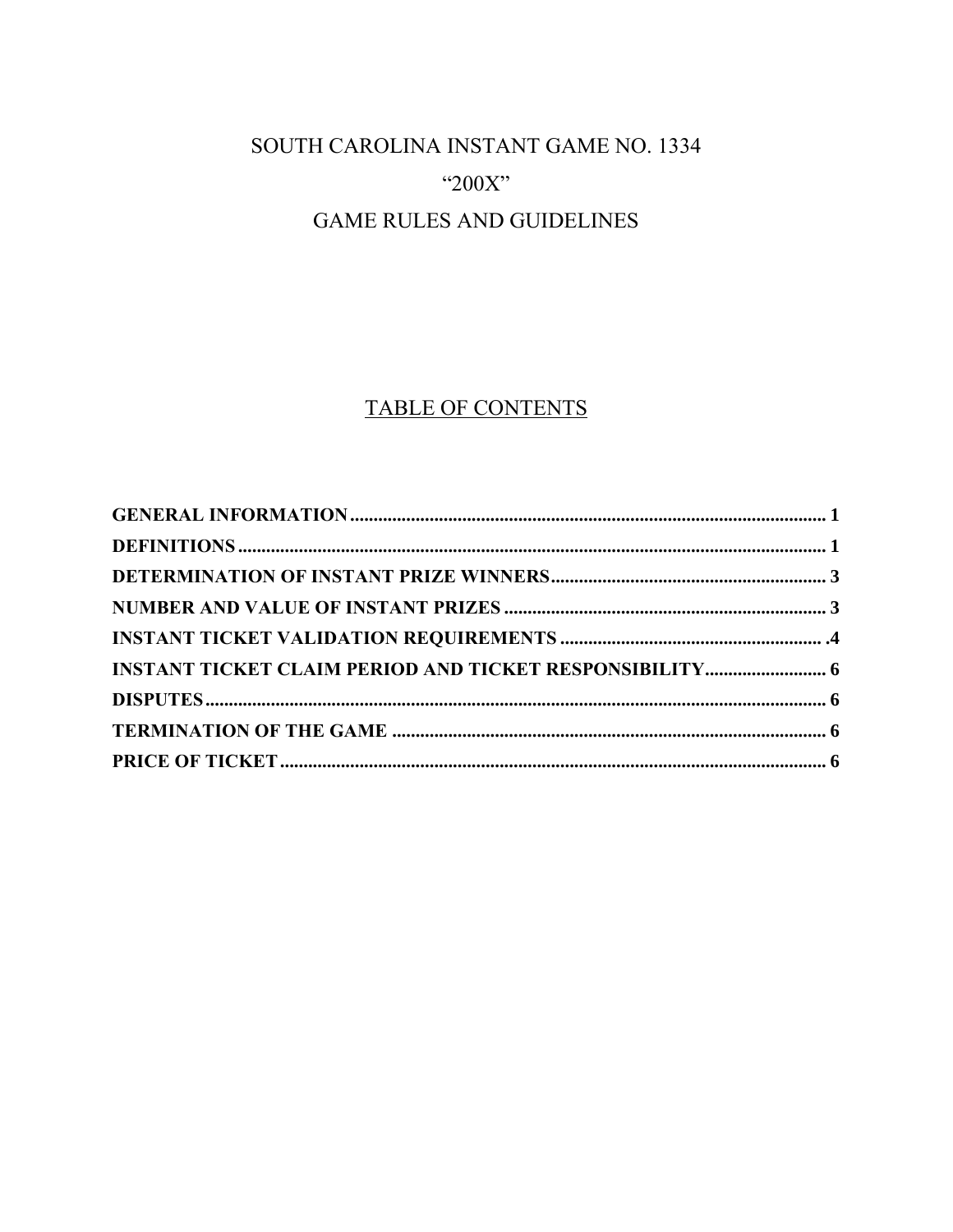# SOUTH CAROLINA INSTANT GAME NO. 1334

# "200X"

# GAME RULES AND GUIDELINES

## TABLE OF CONTENTS

**GENERAL INFORMATION**.................................................................................................... 1

**DEFINITIONS**........................................................................................................................ 1

**DETERMINATION OF INSTANT PRIZE WINNERS**......................................................... 3

**NUMBER AND VALUE OF INSTANT PRIZES**.................................................................. 3

**INSTANT TICKET VALIDATION REQUIREMENTS**...................................................... .4

**INSTANT TICKET CLAIM PERIOD AND TICKET RESPONSIBILITY**......................... 6

**DISPUTES**............................................................................................................................... 6

**TERMINATION OF THE GAME**.......................................................................................... 6

**PRICE OF TICKET**................................................................................................................ 6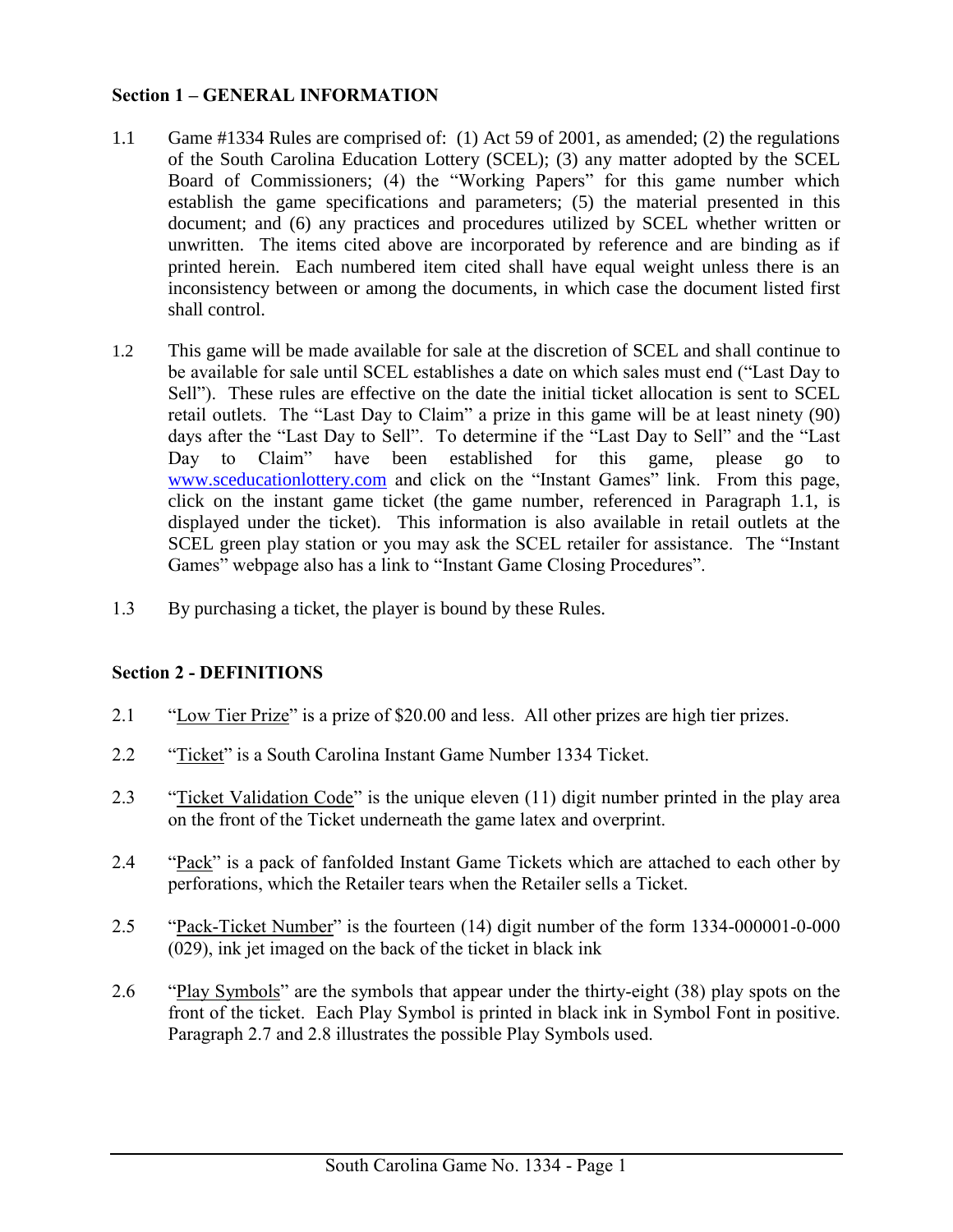## Section 1 – GENERAL INFORMATION

1.1 Game #1334 Rules are comprised of: (1) Act 59 of 2001, as amended; (2) the regulations of the South Carolina Education Lottery (SCEL); (3) any matter adopted by the SCEL Board of Commissioners; (4) the "Working Papers" for this game number which establish the game specifications and parameters; (5) the material presented in this document; and (6) any practices and procedures utilized by SCEL whether written or unwritten. The items cited above are incorporated by reference and are binding as if printed herein. Each numbered item cited shall have equal weight unless there is an inconsistency between or among the documents, in which case the document listed first shall control.

1.2 This game will be made available for sale at the discretion of SCEL and shall continue to be available for sale until SCEL establishes a date on which sales must end ("Last Day to Sell"). These rules are effective on the date the initial ticket allocation is sent to SCEL retail outlets. The "Last Day to Claim" a prize in this game will be at least ninety (90) days after the "Last Day to Sell". To determine if the "Last Day to Sell" and the "Last Day to Claim" have been established for this game, please go to www.sceducationlottery.com and click on the "Instant Games" link. From this page, click on the instant game ticket (the game number, referenced in Paragraph 1.1, is displayed under the ticket). This information is also available in retail outlets at the SCEL green play station or you may ask the SCEL retailer for assistance. The "Instant Games" webpage also has a link to "Instant Game Closing Procedures".

1.3 By purchasing a ticket, the player is bound by these Rules.

## Section 2 - DEFINITIONS

2.1 "Low Tier Prize" is a prize of $20.00 and less. All other prizes are high tier prizes.

2.2 "Ticket" is a South Carolina Instant Game Number 1334 Ticket.

2.3 "Ticket Validation Code" is the unique eleven (11) digit number printed in the play area on the front of the Ticket underneath the game latex and overprint.

2.4 "Pack" is a pack of fanfolded Instant Game Tickets which are attached to each other by perforations, which the Retailer tears when the Retailer sells a Ticket.

2.5 "Pack-Ticket Number" is the fourteen (14) digit number of the form 1334-000001-0-000 (029), ink jet imaged on the back of the ticket in black ink

2.6 "Play Symbols" are the symbols that appear under the thirty-eight (38) play spots on the front of the ticket. Each Play Symbol is printed in black ink in Symbol Font in positive. Paragraph 2.7 and 2.8 illustrates the possible Play Symbols used.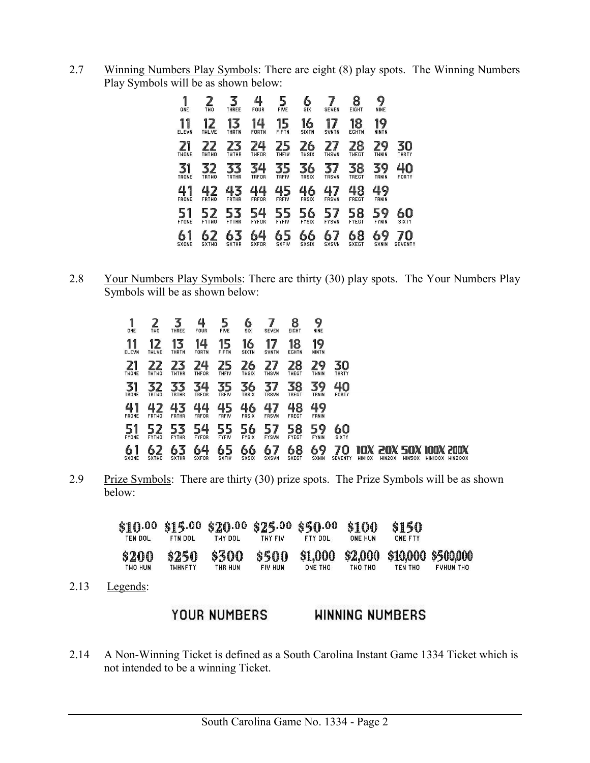2.7 Winning Numbers Play Symbols: There are eight (8) play spots. The Winning Numbers Play Symbols will be as shown below:

| | | | | | | | | | |
|---|---|---|---|---|---|---|---|---|---|
| 1 ONE | 2 TWO | 3 THREE | 4 FOUR | 5 FIVE | 6 SIX | 7 SEVEN | 8 EIGHT | 9 NINE | |
| 11 ELEVN | 12 TWLVE | 13 THRTN | 14 FORTN | 15 FIFTN | 16 SIXTN | 17 SVNTN | 18 EGHTN | 19 NINTN | |
| 21 TWONE | 22 TWTWO | 23 TWTHR | 24 TWFOR | 25 TWFIV | 26 TWSIX | 27 TWSVN | 28 TWEGT | 29 TWNIN | 30 THRTY |
| 31 TRONE | 32 TRTWO | 33 TRTHR | 34 TRFOR | 35 TRFIV | 36 TRSIX | 37 TRSVN | 38 TREGT | 39 TRNIN | 40 FORTY |
| 41 FRONE | 42 FRTWO | 43 FRTHR | 44 FRFOR | 45 FRFIV | 46 FRSIX | 47 FRSVN | 48 FREGT | 49 FRNIN | |
| 51 FYONE | 52 FYTWO | 53 FYTHR | 54 FYFOR | 55 FYFIV | 56 FYSIX | 57 FYSVN | 58 FYEGT | 59 FYNIN | 60 SIXTY |
| 61 SXONE | 62 SXTWO | 63 SXTHR | 64 SXFOR | 65 SXFIV | 66 SXSIX | 67 SXSVN | 68 SXEGT | 69 SXNIN | 70 SEVENTY |

2.8 Your Numbers Play Symbols: There are thirty (30) play spots. The Your Numbers Play Symbols will be as shown below:

| | | | | | | | | | | | | | | |
|---|---|---|---|---|---|---|---|---|---|---|---|---|---|---|
| 1 ONE | 2 TWO | 3 THREE | 4 FOUR | 5 FIVE | 6 SIX | 7 SEVEN | 8 EIGHT | 9 NINE | | | | | | |
| 11 ELEVN | 12 TWLVE | 13 THRTN | 14 FORTN | 15 FIFTN | 16 SIXTN | 17 SVNTN | 18 EGHTN | 19 NINTN | | | | | | |
| 21 TWONE | 22 TWTWO | 23 TWTHR | 24 TWFOR | 25 TWFIV | 26 TWSIX | 27 TWSVN | 28 TWEGT | 29 TWNIN | 30 THRTY | | | | | |
| 31 TRONE | 32 TRTWO | 33 TRTHR | 34 TRFOR | 35 TRFIV | 36 TRSIX | 37 TRSVN | 38 TREGT | 39 TRNIN | 40 FORTY | | | | | |
| 41 FRONE | 42 FRTWO | 43 FRTHR | 44 FRFOR | 45 FRFIV | 46 FRSIX | 47 FRSVN | 48 FREGT | 49 FRNIN | | | | | | |
| 51 FYONE | 52 FYTWO | 53 FYTHR | 54 FYFOR | 55 FYFIV | 56 FYSIX | 57 FYSVN | 58 FYEGT | 59 FYNIN | 60 SIXTY | | | | | |
| 61 SXONE | 62 SXTWO | 63 SXTHR | 64 SXFOR | 65 SXFIV | 66 SXSIX | 67 SXSVN | 68 SXEGT | 69 SXNIN | 70 SEVENTY | 10X WIN10X | 20X WIN20X | 50X WIN50X | 100X WIN100X | 200X WIN200X |

2.9 Prize Symbols: There are thirty (30) prize spots. The Prize Symbols will be as shown below:

| | | | | | | | |
|---|---|---|---|---|---|---|---|
| $10.00 TEN DOL | $15.00 FTN DOL | $20.00 TWY DOL | $25.00 TWY FIV | $50.00 FTY DOL | $100 ONE HUN | $150 ONE FTY | |
| $200 TWO HUN | $250 TWHNFTY | $300 THR HUN | $500 FIV HUN | $1,000 ONE THO | $2,000 TWO THO | $10,000 TEN THO | $500,000 FVHUN THO |

2.13 Legends:

YOUR NUMBERS WINNING NUMBERS

2.14 A Non-Winning Ticket is defined as a South Carolina Instant Game 1334 Ticket which is not intended to be a winning Ticket.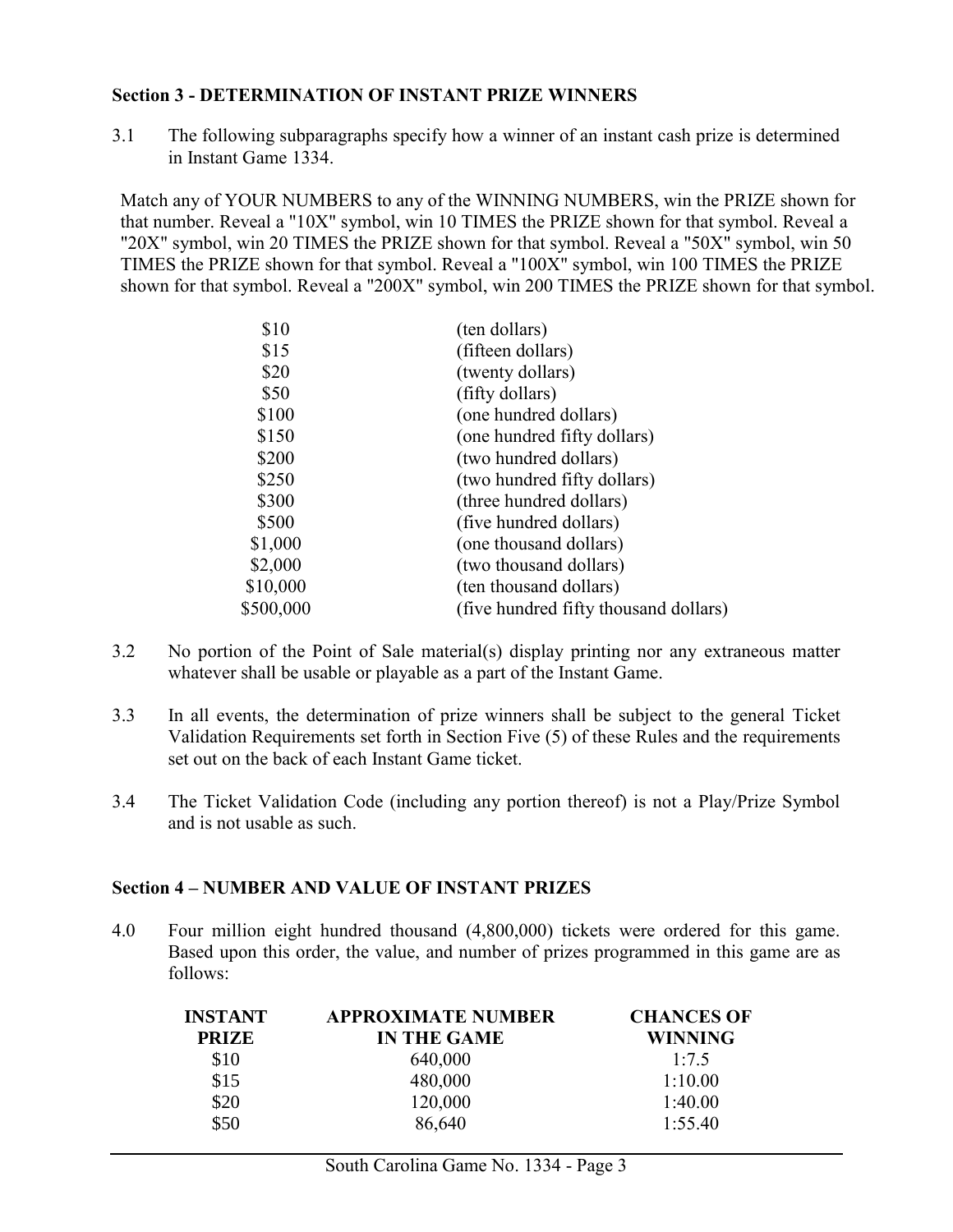**Section 3 - DETERMINATION OF INSTANT PRIZE WINNERS**

3.1 The following subparagraphs specify how a winner of an instant cash prize is determined in Instant Game 1334.

Match any of YOUR NUMBERS to any of the WINNING NUMBERS, win the PRIZE shown for that number. Reveal a "10X" symbol, win 10 TIMES the PRIZE shown for that symbol. Reveal a "20X" symbol, win 20 TIMES the PRIZE shown for that symbol. Reveal a "50X" symbol, win 50 TIMES the PRIZE shown for that symbol. Reveal a "100X" symbol, win 100 TIMES the PRIZE shown for that symbol. Reveal a "200X" symbol, win 200 TIMES the PRIZE shown for that symbol.

| | |
|---|---|
| $10 | (ten dollars) |
| $15 | (fifteen dollars) |
| $20 | (twenty dollars) |
| $50 | (fifty dollars) |
| $100 | (one hundred dollars) |
| $150 | (one hundred fifty dollars) |
| $200 | (two hundred dollars) |
| $250 | (two hundred fifty dollars) |
| $300 | (three hundred dollars) |
| $500 | (five hundred dollars) |
| $1,000 | (one thousand dollars) |
| $2,000 | (two thousand dollars) |
| $10,000 | (ten thousand dollars) |
| $500,000 | (five hundred fifty thousand dollars) |

3.2 No portion of the Point of Sale material(s) display printing nor any extraneous matter whatever shall be usable or playable as a part of the Instant Game.

3.3 In all events, the determination of prize winners shall be subject to the general Ticket Validation Requirements set forth in Section Five (5) of these Rules and the requirements set out on the back of each Instant Game ticket.

3.4 The Ticket Validation Code (including any portion thereof) is not a Play/Prize Symbol and is not usable as such.

**Section 4 – NUMBER AND VALUE OF INSTANT PRIZES**

4.0 Four million eight hundred thousand (4,800,000) tickets were ordered for this game. Based upon this order, the value, and number of prizes programmed in this game are as follows:

| INSTANT PRIZE | APPROXIMATE NUMBER IN THE GAME | CHANCES OF WINNING |
|---|---|---|
| $10 | 640,000 | 1:7.5 |
| $15 | 480,000 | 1:10.00 |
| $20 | 120,000 | 1:40.00 |
| $50 | 86,640 | 1:55.40 |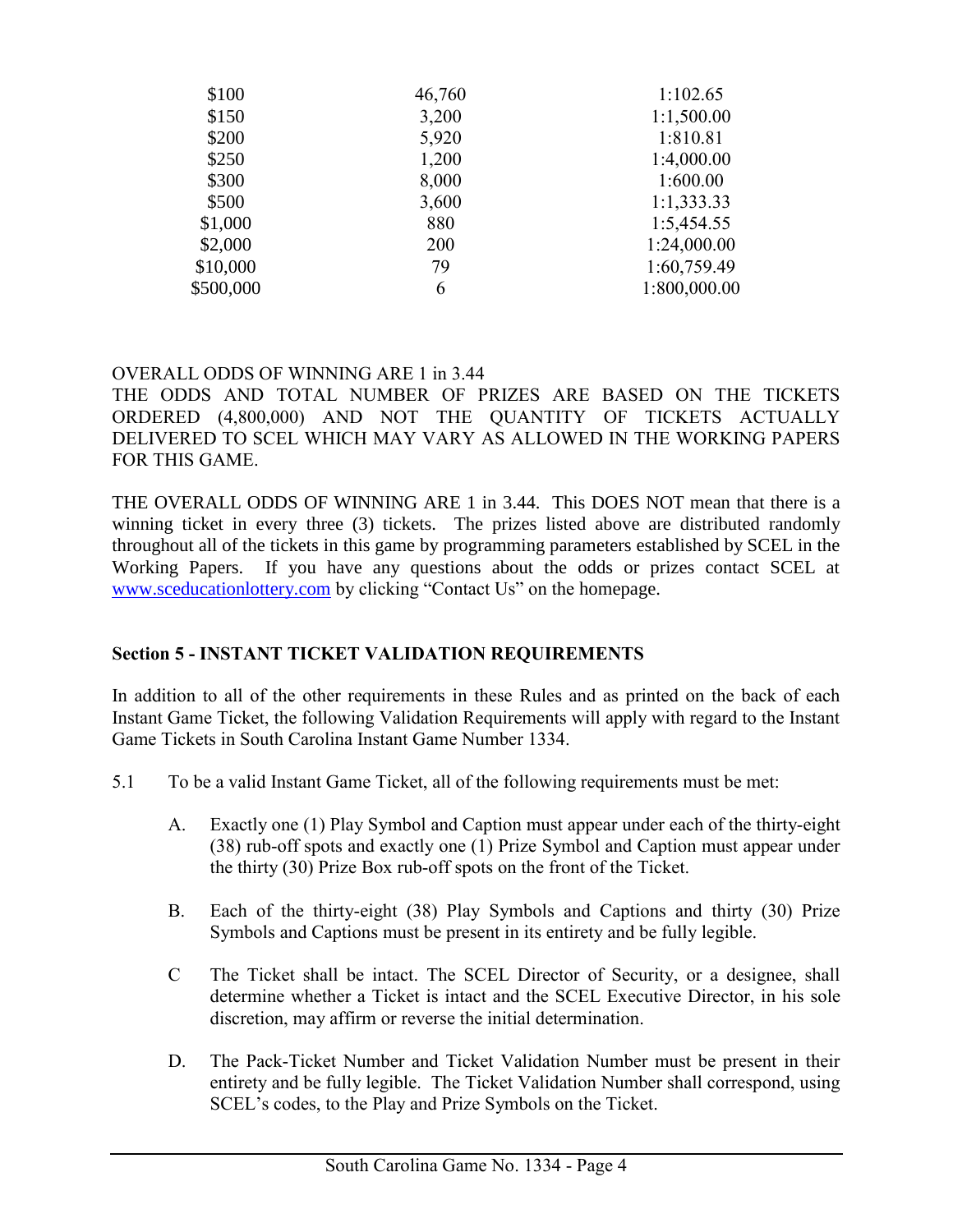| | | |
|---|---|---|
| $100 | 46,760 | 1:102.65 |
| $150 | 3,200 | 1:1,500.00 |
| $200 | 5,920 | 1:810.81 |
| $250 | 1,200 | 1:4,000.00 |
| $300 | 8,000 | 1:600.00 |
| $500 | 3,600 | 1:1,333.33 |
| $1,000 | 880 | 1:5,454.55 |
| $2,000 | 200 | 1:24,000.00 |
| $10,000 | 79 | 1:60,759.49 |
| $500,000 | 6 | 1:800,000.00 |

OVERALL ODDS OF WINNING ARE 1 in 3.44
THE ODDS AND TOTAL NUMBER OF PRIZES ARE BASED ON THE TICKETS ORDERED (4,800,000) AND NOT THE QUANTITY OF TICKETS ACTUALLY DELIVERED TO SCEL WHICH MAY VARY AS ALLOWED IN THE WORKING PAPERS FOR THIS GAME.

THE OVERALL ODDS OF WINNING ARE 1 in 3.44. This DOES NOT mean that there is a winning ticket in every three (3) tickets. The prizes listed above are distributed randomly throughout all of the tickets in this game by programming parameters established by SCEL in the Working Papers. If you have any questions about the odds or prizes contact SCEL at www.sceducationlottery.com by clicking "Contact Us" on the homepage.

**Section 5 - INSTANT TICKET VALIDATION REQUIREMENTS**

In addition to all of the other requirements in these Rules and as printed on the back of each Instant Game Ticket, the following Validation Requirements will apply with regard to the Instant Game Tickets in South Carolina Instant Game Number 1334.

5.1 To be a valid Instant Game Ticket, all of the following requirements must be met:

A. Exactly one (1) Play Symbol and Caption must appear under each of the thirty-eight (38) rub-off spots and exactly one (1) Prize Symbol and Caption must appear under the thirty (30) Prize Box rub-off spots on the front of the Ticket.

B. Each of the thirty-eight (38) Play Symbols and Captions and thirty (30) Prize Symbols and Captions must be present in its entirety and be fully legible.

C The Ticket shall be intact. The SCEL Director of Security, or a designee, shall determine whether a Ticket is intact and the SCEL Executive Director, in his sole discretion, may affirm or reverse the initial determination.

D. The Pack-Ticket Number and Ticket Validation Number must be present in their entirety and be fully legible. The Ticket Validation Number shall correspond, using SCEL's codes, to the Play and Prize Symbols on the Ticket.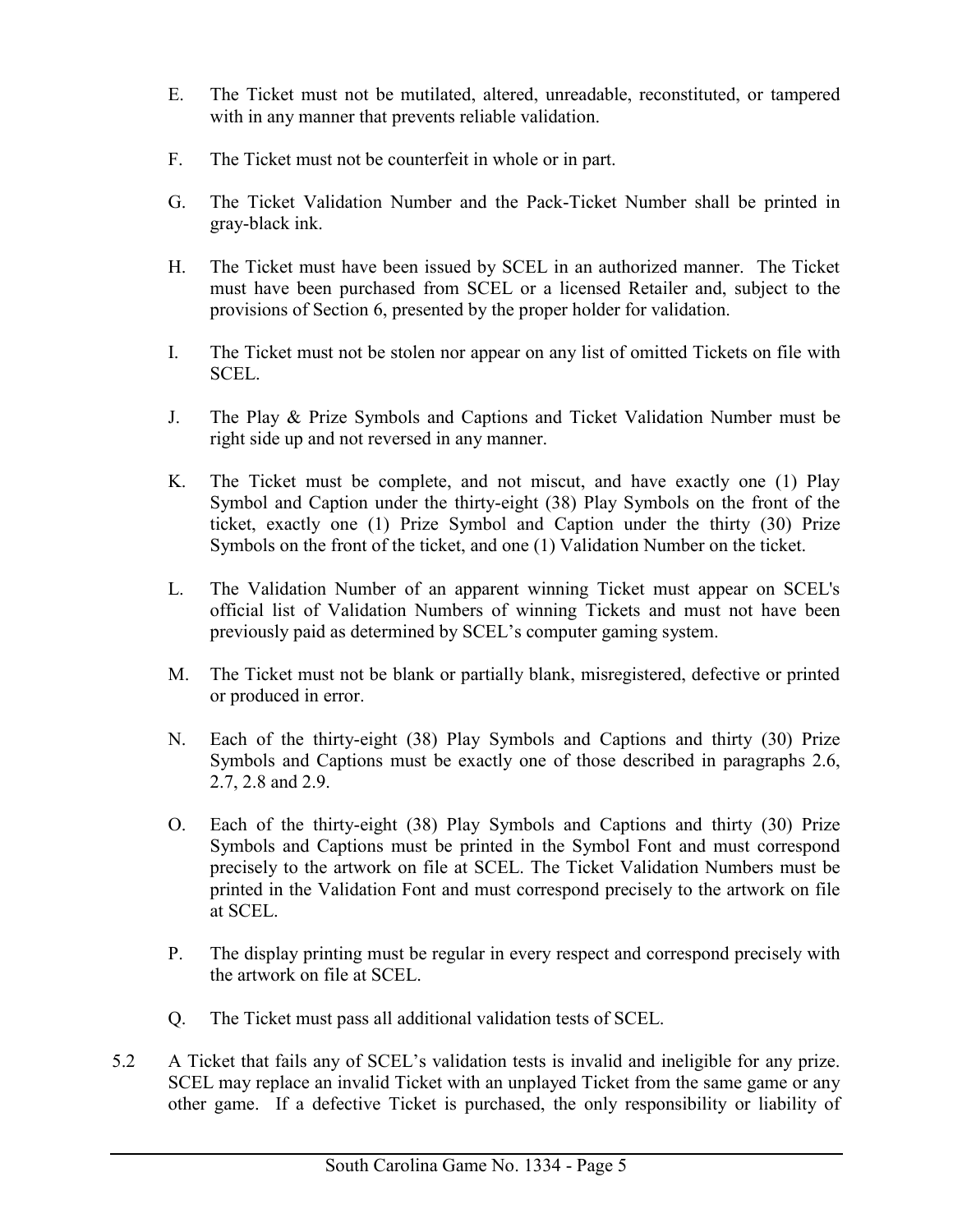E. The Ticket must not be mutilated, altered, unreadable, reconstituted, or tampered with in any manner that prevents reliable validation.

F. The Ticket must not be counterfeit in whole or in part.

G. The Ticket Validation Number and the Pack-Ticket Number shall be printed in gray-black ink.

H. The Ticket must have been issued by SCEL in an authorized manner. The Ticket must have been purchased from SCEL or a licensed Retailer and, subject to the provisions of Section 6, presented by the proper holder for validation.

I. The Ticket must not be stolen nor appear on any list of omitted Tickets on file with SCEL.

J. The Play & Prize Symbols and Captions and Ticket Validation Number must be right side up and not reversed in any manner.

K. The Ticket must be complete, and not miscut, and have exactly one (1) Play Symbol and Caption under the thirty-eight (38) Play Symbols on the front of the ticket, exactly one (1) Prize Symbol and Caption under the thirty (30) Prize Symbols on the front of the ticket, and one (1) Validation Number on the ticket.

L. The Validation Number of an apparent winning Ticket must appear on SCEL's official list of Validation Numbers of winning Tickets and must not have been previously paid as determined by SCEL's computer gaming system.

M. The Ticket must not be blank or partially blank, misregistered, defective or printed or produced in error.

N. Each of the thirty-eight (38) Play Symbols and Captions and thirty (30) Prize Symbols and Captions must be exactly one of those described in paragraphs 2.6, 2.7, 2.8 and 2.9.

O. Each of the thirty-eight (38) Play Symbols and Captions and thirty (30) Prize Symbols and Captions must be printed in the Symbol Font and must correspond precisely to the artwork on file at SCEL. The Ticket Validation Numbers must be printed in the Validation Font and must correspond precisely to the artwork on file at SCEL.

P. The display printing must be regular in every respect and correspond precisely with the artwork on file at SCEL.

Q. The Ticket must pass all additional validation tests of SCEL.

5.2 A Ticket that fails any of SCEL's validation tests is invalid and ineligible for any prize. SCEL may replace an invalid Ticket with an unplayed Ticket from the same game or any other game. If a defective Ticket is purchased, the only responsibility or liability of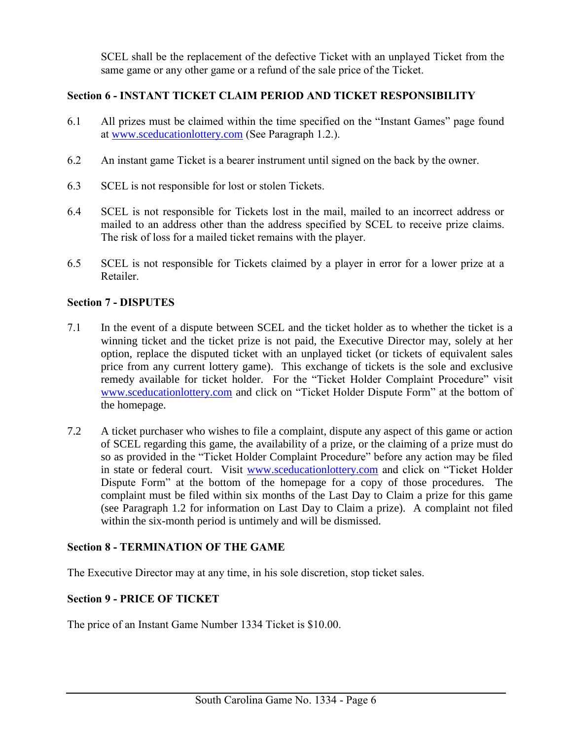SCEL shall be the replacement of the defective Ticket with an unplayed Ticket from the same game or any other game or a refund of the sale price of the Ticket.

## Section 6 - INSTANT TICKET CLAIM PERIOD AND TICKET RESPONSIBILITY

6.1 All prizes must be claimed within the time specified on the "Instant Games" page found at www.sceducationlottery.com (See Paragraph 1.2.).

6.2 An instant game Ticket is a bearer instrument until signed on the back by the owner.

6.3 SCEL is not responsible for lost or stolen Tickets.

6.4 SCEL is not responsible for Tickets lost in the mail, mailed to an incorrect address or mailed to an address other than the address specified by SCEL to receive prize claims. The risk of loss for a mailed ticket remains with the player.

6.5 SCEL is not responsible for Tickets claimed by a player in error for a lower prize at a Retailer.

## Section 7 - DISPUTES

7.1 In the event of a dispute between SCEL and the ticket holder as to whether the ticket is a winning ticket and the ticket prize is not paid, the Executive Director may, solely at her option, replace the disputed ticket with an unplayed ticket (or tickets of equivalent sales price from any current lottery game). This exchange of tickets is the sole and exclusive remedy available for ticket holder. For the "Ticket Holder Complaint Procedure" visit www.sceducationlottery.com and click on "Ticket Holder Dispute Form" at the bottom of the homepage.

7.2 A ticket purchaser who wishes to file a complaint, dispute any aspect of this game or action of SCEL regarding this game, the availability of a prize, or the claiming of a prize must do so as provided in the "Ticket Holder Complaint Procedure" before any action may be filed in state or federal court. Visit www.sceducationlottery.com and click on "Ticket Holder Dispute Form" at the bottom of the homepage for a copy of those procedures. The complaint must be filed within six months of the Last Day to Claim a prize for this game (see Paragraph 1.2 for information on Last Day to Claim a prize). A complaint not filed within the six-month period is untimely and will be dismissed.

## Section 8 - TERMINATION OF THE GAME

The Executive Director may at any time, in his sole discretion, stop ticket sales.

## Section 9 - PRICE OF TICKET

The price of an Instant Game Number 1334 Ticket is $10.00.